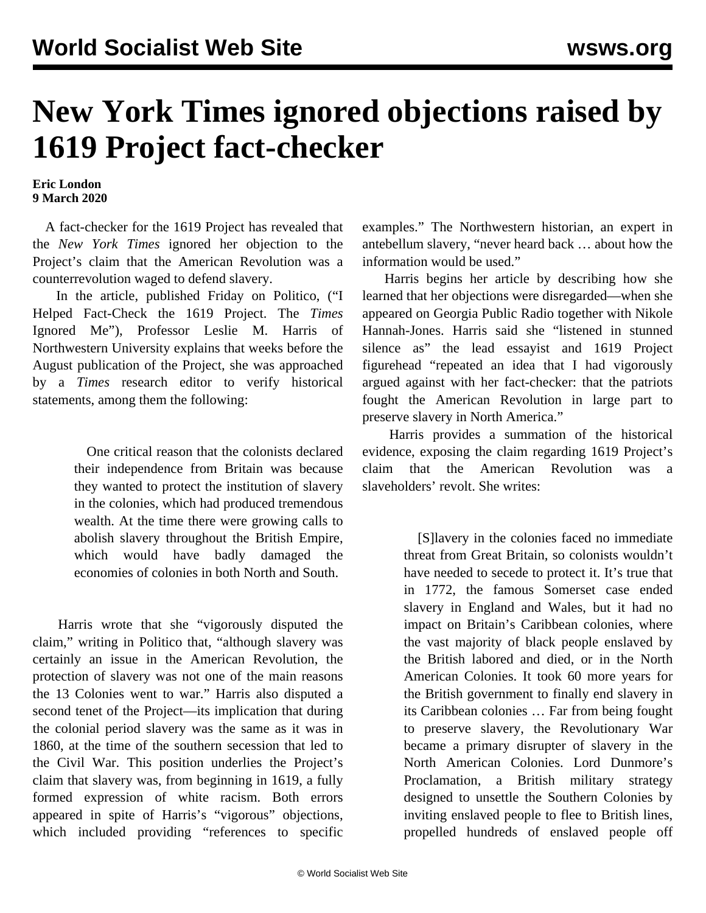# New York Times ignored objections raised by 1619 Project fact-checker

**Eric London**
**9 March 2020**

A fact-checker for the 1619 Project has revealed that the *New York Times* ignored her objection to the Project's claim that the American Revolution was a counterrevolution waged to defend slavery.

In the article, published Friday on Politico, ("I Helped Fact-Check the 1619 Project. The *Times* Ignored Me"), Professor Leslie M. Harris of Northwestern University explains that weeks before the August publication of the Project, she was approached by a *Times* research editor to verify historical statements, among them the following:

> One critical reason that the colonists declared their independence from Britain was because they wanted to protect the institution of slavery in the colonies, which had produced tremendous wealth. At the time there were growing calls to abolish slavery throughout the British Empire, which would have badly damaged the economies of colonies in both North and South.

Harris wrote that she "vigorously disputed the claim," writing in Politico that, "although slavery was certainly an issue in the American Revolution, the protection of slavery was not one of the main reasons the 13 Colonies went to war." Harris also disputed a second tenet of the Project—its implication that during the colonial period slavery was the same as it was in 1860, at the time of the southern secession that led to the Civil War. This position underlies the Project's claim that slavery was, from beginning in 1619, a fully formed expression of white racism. Both errors appeared in spite of Harris's "vigorous" objections, which included providing "references to specific examples." The Northwestern historian, an expert in antebellum slavery, "never heard back … about how the information would be used."

Harris begins her article by describing how she learned that her objections were disregarded—when she appeared on Georgia Public Radio together with Nikole Hannah-Jones. Harris said she "listened in stunned silence as" the lead essayist and 1619 Project figurehead "repeated an idea that I had vigorously argued against with her fact-checker: that the patriots fought the American Revolution in large part to preserve slavery in North America."

Harris provides a summation of the historical evidence, exposing the claim regarding 1619 Project's claim that the American Revolution was a slaveholders' revolt. She writes:

> [S]lavery in the colonies faced no immediate threat from Great Britain, so colonists wouldn't have needed to secede to protect it. It's true that in 1772, the famous Somerset case ended slavery in England and Wales, but it had no impact on Britain's Caribbean colonies, where the vast majority of black people enslaved by the British labored and died, or in the North American Colonies. It took 60 more years for the British government to finally end slavery in its Caribbean colonies … Far from being fought to preserve slavery, the Revolutionary War became a primary disrupter of slavery in the North American Colonies. Lord Dunmore's Proclamation, a British military strategy designed to unsettle the Southern Colonies by inviting enslaved people to flee to British lines, propelled hundreds of enslaved people off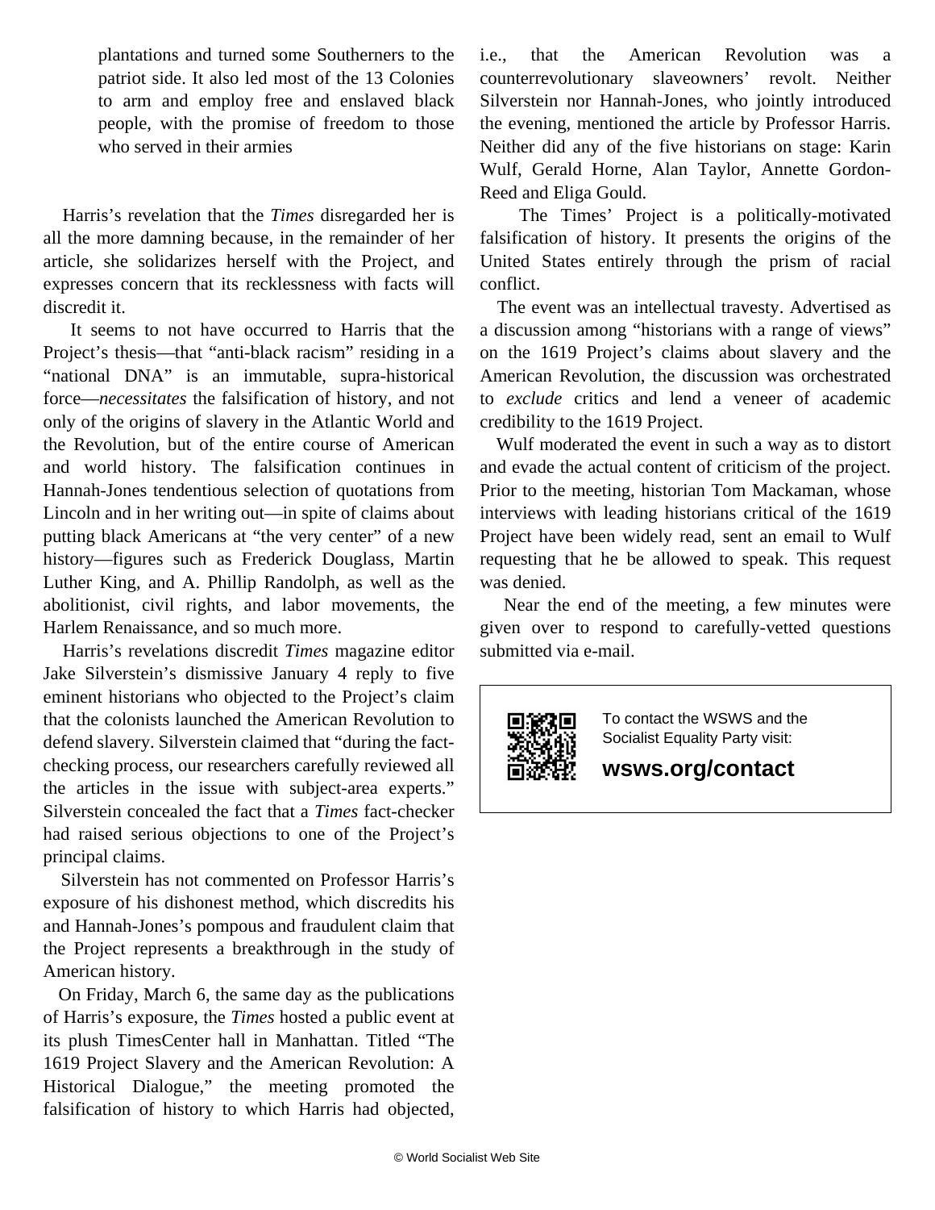> plantations and turned some Southerners to the patriot side. It also led most of the 13 Colonies to arm and employ free and enslaved black people, with the promise of freedom to those who served in their armies

Harris's revelation that the *Times* disregarded her is all the more damning because, in the remainder of her article, she solidarizes herself with the Project, and expresses concern that its recklessness with facts will discredit it.

It seems to not have occurred to Harris that the Project's thesis—that "anti-black racism" residing in a "national DNA" is an immutable, supra-historical force—*necessitates* the falsification of history, and not only of the origins of slavery in the Atlantic World and the Revolution, but of the entire course of American and world history. The falsification continues in Hannah-Jones tendentious selection of quotations from Lincoln and in her writing out—in spite of claims about putting black Americans at "the very center" of a new history—figures such as Frederick Douglass, Martin Luther King, and A. Phillip Randolph, as well as the abolitionist, civil rights, and labor movements, the Harlem Renaissance, and so much more.

Harris's revelations discredit *Times* magazine editor Jake Silverstein's dismissive January 4 reply to five eminent historians who objected to the Project's claim that the colonists launched the American Revolution to defend slavery. Silverstein claimed that "during the fact-checking process, our researchers carefully reviewed all the articles in the issue with subject-area experts." Silverstein concealed the fact that a *Times* fact-checker had raised serious objections to one of the Project's principal claims.

Silverstein has not commented on Professor Harris's exposure of his dishonest method, which discredits his and Hannah-Jones's pompous and fraudulent claim that the Project represents a breakthrough in the study of American history.

On Friday, March 6, the same day as the publications of Harris's exposure, the *Times* hosted a public event at its plush TimesCenter hall in Manhattan. Titled "The 1619 Project Slavery and the American Revolution: A Historical Dialogue," the meeting promoted the falsification of history to which Harris had objected, i.e., that the American Revolution was a counterrevolutionary slaveowners' revolt. Neither Silverstein nor Hannah-Jones, who jointly introduced the evening, mentioned the article by Professor Harris. Neither did any of the five historians on stage: Karin Wulf, Gerald Horne, Alan Taylor, Annette Gordon-Reed and Eliga Gould.

The Times' Project is a politically-motivated falsification of history. It presents the origins of the United States entirely through the prism of racial conflict.

The event was an intellectual travesty. Advertised as a discussion among "historians with a range of views" on the 1619 Project's claims about slavery and the American Revolution, the discussion was orchestrated to *exclude* critics and lend a veneer of academic credibility to the 1619 Project.

Wulf moderated the event in such a way as to distort and evade the actual content of criticism of the project. Prior to the meeting, historian Tom Mackaman, whose interviews with leading historians critical of the 1619 Project have been widely read, sent an email to Wulf requesting that he be allowed to speak. This request was denied.

Near the end of the meeting, a few minutes were given over to respond to carefully-vetted questions submitted via e-mail.

To contact the WSWS and the Socialist Equality Party visit:

**wsws.org/contact**